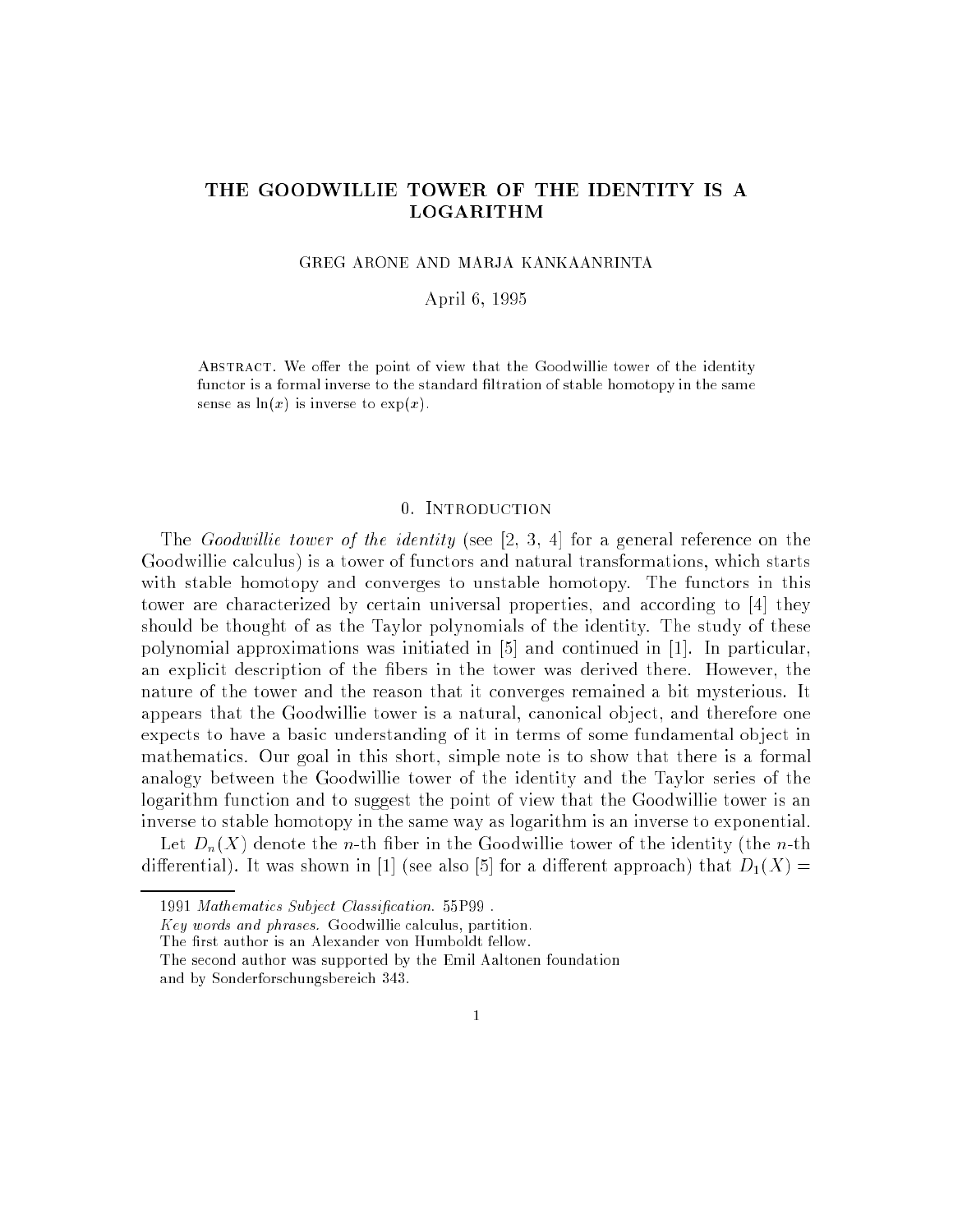# THE GOODWILLIE TOWER OF THE IDENTITY IS A LOGARITHM

GREG ARONE AND MARJA KANKAANRINTA

April 6, 1995

ABSTRACT. We offer the point of view that the Goodwillie tower of the identity functor is a formal inverse to the standard filtration of stable homotopy in the same sense as $\ln(x)$ is inverse to $\exp(x)$.

## 0. Introduction

The *Goodwillie tower of the identity* (see [2, 3, 4] for a general reference on the Goodwillie calculus) is a tower of functors and natural transformations, which starts with stable homotopy and converges to unstable homotopy. The functors in this tower are characterized by certain universal properties, and according to [4] they should be thought of as the Taylor polynomials of the identity. The study of these polynomial approximations was initiated in [5] and continued in [1]. In particular, an explicit description of the fibers in the tower was derived there. However, the nature of the tower and the reason that it converges remained a bit mysterious. It appears that the Goodwillie tower is a natural, canonical object, and therefore one expects to have a basic understanding of it in terms of some fundamental object in mathematics. Our goal in this short, simple note is to show that there is a formal analogy between the Goodwillie tower of the identity and the Taylor series of the logarithm function and to suggest the point of view that the Goodwillie tower is an inverse to stable homotopy in the same way as logarithm is an inverse to exponential.

Let $D_n(X)$ denote the $n$-th fiber in the Goodwillie tower of the identity (the $n$-th differential). It was shown in [1] (see also [5] for a different approach) that $D_1(X) =$

1991 *Mathematics Subject Classification.* 55P99 .

*Key words and phrases.* Goodwillie calculus, partition.

The first author is an Alexander von Humboldt fellow.

The second author was supported by the Emil Aaltonen foundation and by Sonderforschungsbereich 343.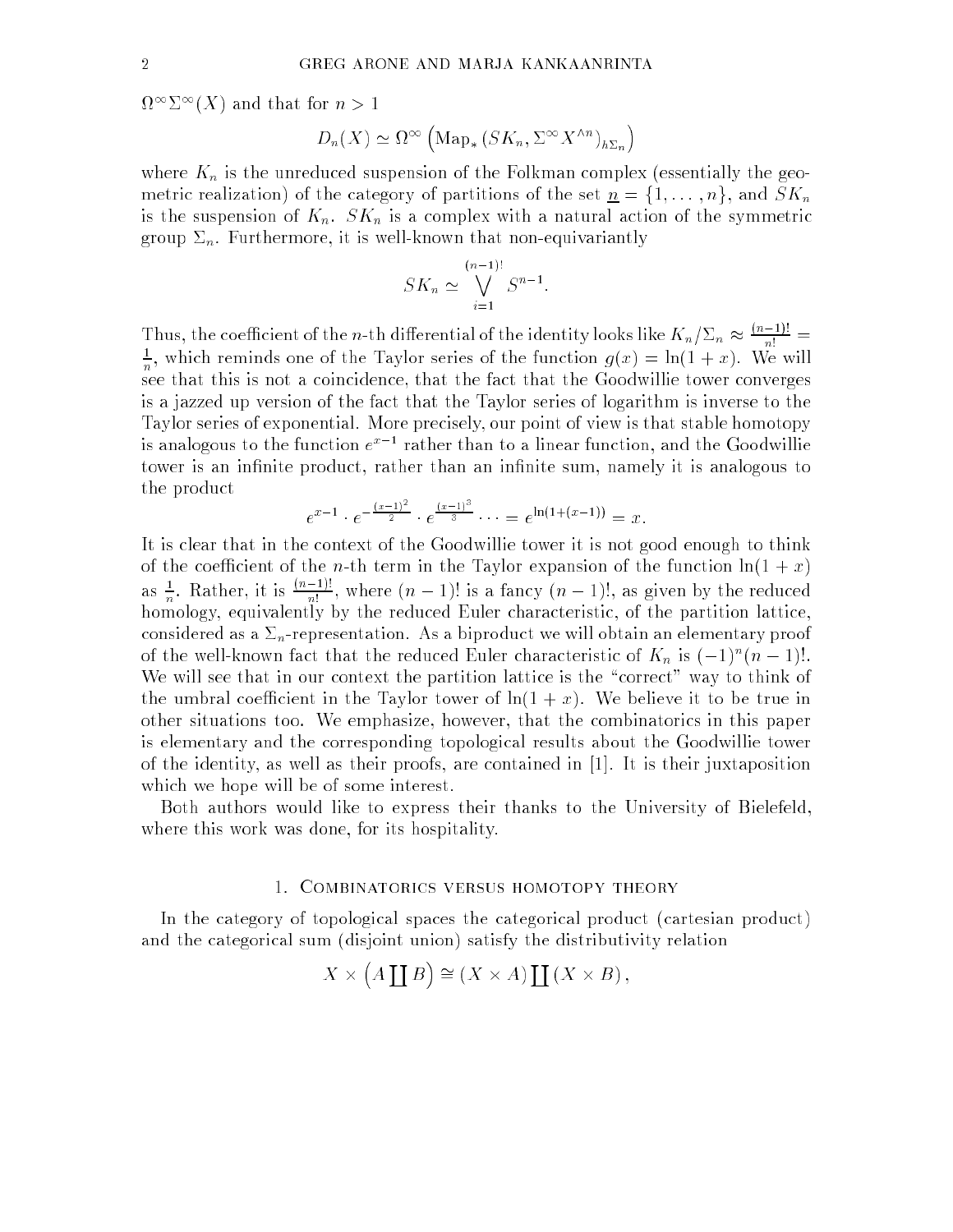$\Omega^\infty\Sigma^\infty(X)$ and that for $n > 1$

$$D_n(X) \simeq \Omega^\infty \left(\mathrm{Map}_*\left(SK_n, \Sigma^\infty X^{\wedge n}\right)_{h\Sigma_n}\right)$$

where $K_n$ is the unreduced suspension of the Folkman complex (essentially the geometric realization) of the category of partitions of the set $\underline{n} = \{1, \ldots, n\}$, and $SK_n$ is the suspension of $K_n$. $SK_n$ is a complex with a natural action of the symmetric group $\Sigma_n$. Furthermore, it is well-known that non-equivariantly

$$SK_n \simeq \bigvee_{i=1}^{(n-1)!} S^{n-1}.$$

Thus, the coefficient of the $n$-th differential of the identity looks like $K_n/\Sigma_n \approx \frac{(n-1)!}{n!} = \frac{1}{n}$, which reminds one of the Taylor series of the function $g(x) = \ln(1+x)$. We will see that this is not a coincidence, that the fact that the Goodwillie tower converges is a jazzed up version of the fact that the Taylor series of logarithm is inverse to the Taylor series of exponential. More precisely, our point of view is that stable homotopy is analogous to the function $e^{x-1}$ rather than to a linear function, and the Goodwillie tower is an infinite product, rather than an infinite sum, namely it is analogous to the product

$$e^{x-1} \cdot e^{-\frac{(x-1)^2}{2}} \cdot e^{\frac{(x-1)^3}{3}} \cdots = e^{\ln(1+(x-1))} = x.$$

It is clear that in the context of the Goodwillie tower it is not good enough to think of the coefficient of the $n$-th term in the Taylor expansion of the function $\ln(1+x)$ as $\frac{1}{n}$. Rather, it is $\frac{(n-1)!}{n!}$, where $(n-1)!$ is a fancy $(n-1)!$, as given by the reduced homology, equivalently by the reduced Euler characteristic, of the partition lattice, considered as a $\Sigma_n$-representation. As a biproduct we will obtain an elementary proof of the well-known fact that the reduced Euler characteristic of $K_n$ is $(-1)^n(n-1)!$. We will see that in our context the partition lattice is the "correct" way to think of the umbral coefficient in the Taylor tower of $\ln(1+x)$. We believe it to be true in other situations too. We emphasize, however, that the combinatorics in this paper is elementary and the corresponding topological results about the Goodwillie tower of the identity, as well as their proofs, are contained in [1]. It is their juxtaposition which we hope will be of some interest.

Both authors would like to express their thanks to the University of Bielefeld, where this work was done, for its hospitality.

## 1. Combinatorics versus homotopy theory

In the category of topological spaces the categorical product (cartesian product) and the categorical sum (disjoint union) satisfy the distributivity relation

$$X \times \left(A \coprod B\right) \cong (X \times A) \coprod (X \times B),$$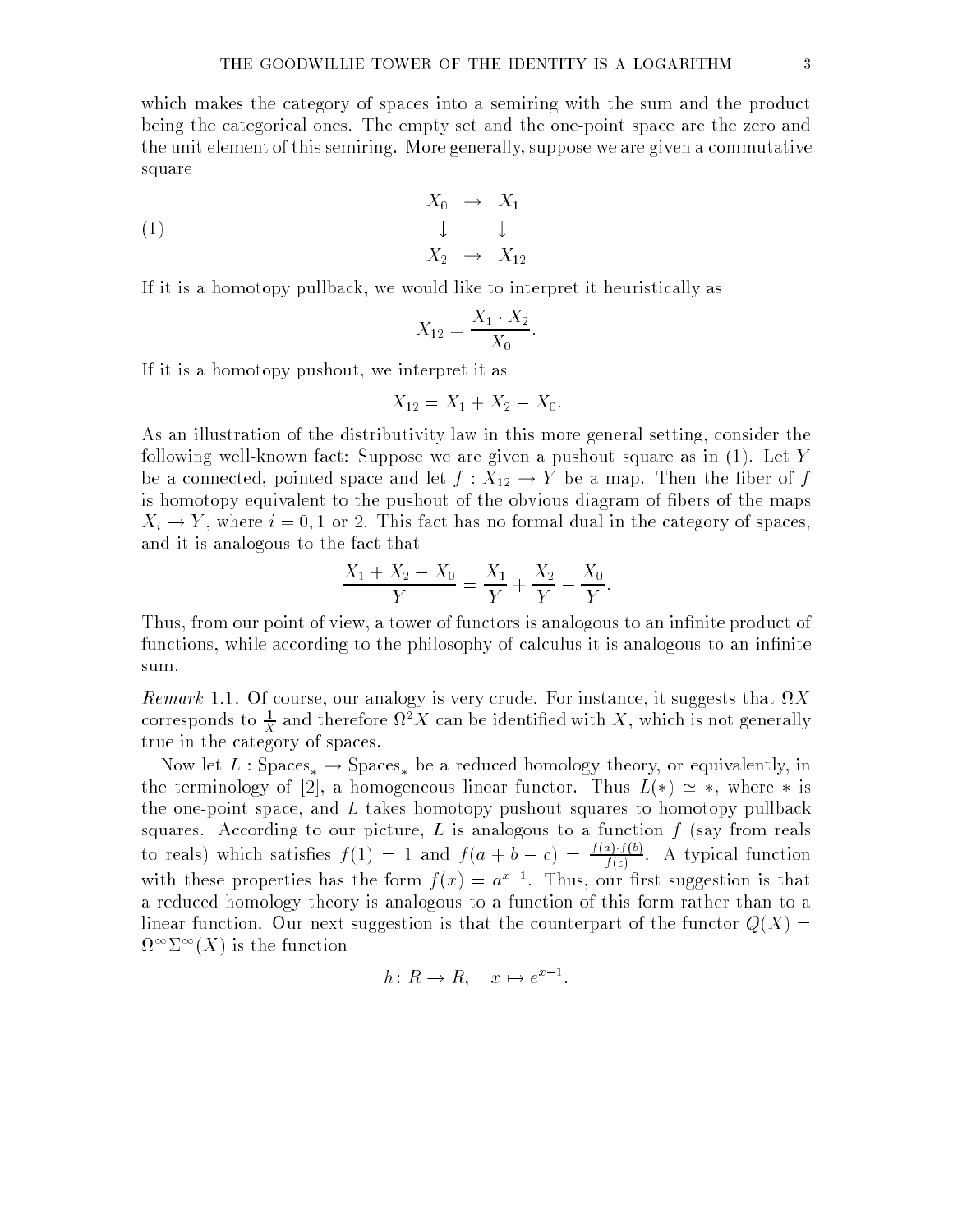which makes the category of spaces into a semiring with the sum and the product being the categorical ones. The empty set and the one-point space are the zero and the unit element of this semiring. More generally, suppose we are given a commutative square

$$\begin{array}{ccc} X_0 & \to & X_1 \\ \downarrow & & \downarrow \\ X_2 & \to & X_{12} \end{array} \tag{1}$$

If it is a homotopy pullback, we would like to interpret it heuristically as

$$X_{12} = \frac{X_1 \cdot X_2}{X_0}.$$

If it is a homotopy pushout, we interpret it as

$$X_{12} = X_1 + X_2 - X_0.$$

As an illustration of the distributivity law in this more general setting, consider the following well-known fact: Suppose we are given a pushout square as in (1). Let $Y$ be a connected, pointed space and let $f : X_{12} \to Y$ be a map. Then the fiber of $f$ is homotopy equivalent to the pushout of the obvious diagram of fibers of the maps $X_i \to Y$, where $i = 0, 1$ or $2$. This fact has no formal dual in the category of spaces, and it is analogous to the fact that

$$\frac{X_1 + X_2 - X_0}{Y} = \frac{X_1}{Y} + \frac{X_2}{Y} - \frac{X_0}{Y}.$$

Thus, from our point of view, a tower of functors is analogous to an infinite product of functions, while according to the philosophy of calculus it is analogous to an infinite sum.

*Remark* 1.1. Of course, our analogy is very crude. For instance, it suggests that $\Omega X$ corresponds to $\frac{1}{X}$ and therefore $\Omega^2 X$ can be identified with $X$, which is not generally true in the category of spaces.

Now let $L : \mathrm{Spaces}_* \to \mathrm{Spaces}_*$ be a reduced homology theory, or equivalently, in the terminology of [2], a homogeneous linear functor. Thus $L(*) \simeq *$, where $*$ is the one-point space, and $L$ takes homotopy pushout squares to homotopy pullback squares. According to our picture, $L$ is analogous to a function $f$ (say from reals to reals) which satisfies $f(1) = 1$ and $f(a + b - c) = \frac{f(a) \cdot f(b)}{f(c)}$. A typical function with these properties has the form $f(x) = a^{x-1}$. Thus, our first suggestion is that a reduced homology theory is analogous to a function of this form rather than to a linear function. Our next suggestion is that the counterpart of the functor $Q(X) = \Omega^\infty \Sigma^\infty (X)$ is the function

$$h \colon R \to R, \quad x \mapsto e^{x-1}.$$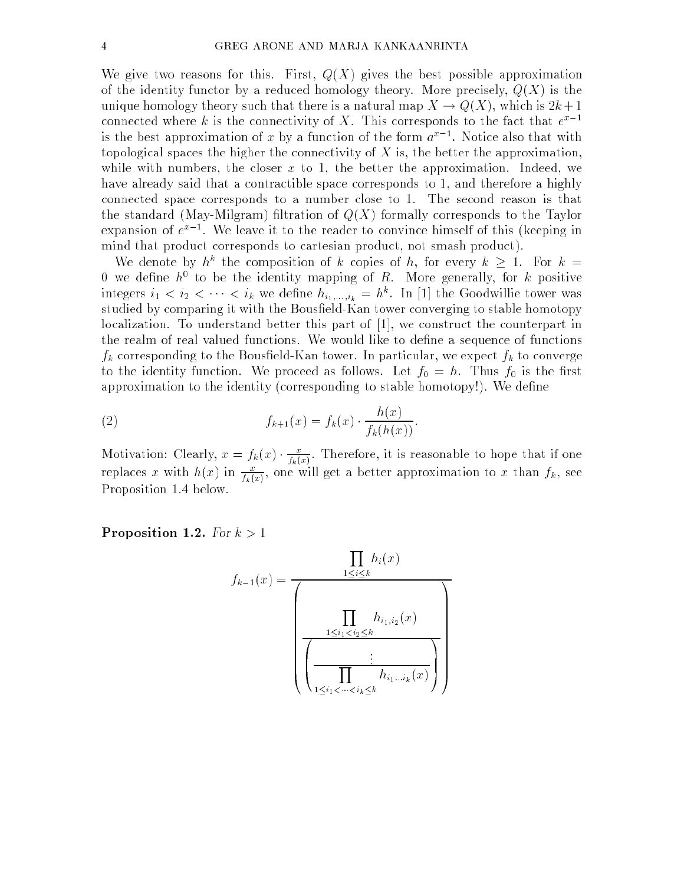We give two reasons for this. First, $Q(X)$ gives the best possible approximation of the identity functor by a reduced homology theory. More precisely, $Q(X)$ is the unique homology theory such that there is a natural map $X \to Q(X)$, which is $2k+1$ connected where $k$ is the connectivity of $X$. This corresponds to the fact that $e^{x-1}$ is the best approximation of $x$ by a function of the form $a^{x-1}$. Notice also that with topological spaces the higher the connectivity of $X$ is, the better the approximation, while with numbers, the closer $x$ to 1, the better the approximation. Indeed, we have already said that a contractible space corresponds to 1, and therefore a highly connected space corresponds to a number close to 1. The second reason is that the standard (May-Milgram) filtration of $Q(X)$ formally corresponds to the Taylor expansion of $e^{x-1}$. We leave it to the reader to convince himself of this (keeping in mind that product corresponds to cartesian product, not smash product).

We denote by $h^k$ the composition of $k$ copies of $h$, for every $k \geq 1$. For $k = 0$ we define $h^0$ to be the identity mapping of $R$. More generally, for $k$ positive integers $i_1 < i_2 < \cdots < i_k$ we define $h_{i_1,\ldots,i_k} = h^k$. In [1] the Goodwillie tower was studied by comparing it with the Bousfield-Kan tower converging to stable homotopy localization. To understand better this part of [1], we construct the counterpart in the realm of real valued functions. We would like to define a sequence of functions $f_k$ corresponding to the Bousfield-Kan tower. In particular, we expect $f_k$ to converge to the identity function. We proceed as follows. Let $f_0 = h$. Thus $f_0$ is the first approximation to the identity (corresponding to stable homotopy!). We define

$$f_{k+1}(x) = f_k(x) \cdot \frac{h(x)}{f_k(h(x))}. \tag{2}$$

Motivation: Clearly, $x = f_k(x) \cdot \frac{x}{f_k(x)}$. Therefore, it is reasonable to hope that if one replaces $x$ with $h(x)$ in $\frac{x}{f_k(x)}$, one will get a better approximation to $x$ than $f_k$, see Proposition 1.4 below.

**Proposition 1.2.** *For $k > 1$*

$$f_{k-1}(x) = \frac{\displaystyle\prod_{1 \leq i \leq k} h_i(x)}{\left( \dfrac{\displaystyle\prod_{1 \leq i_1 < i_2 \leq k} h_{i_1,i_2}(x)}{\left( \dfrac{\vdots}{\displaystyle\prod_{1 \leq i_1 < \cdots < i_k \leq k} h_{i_1 \ldots i_k}(x)} \right)} \right)}$$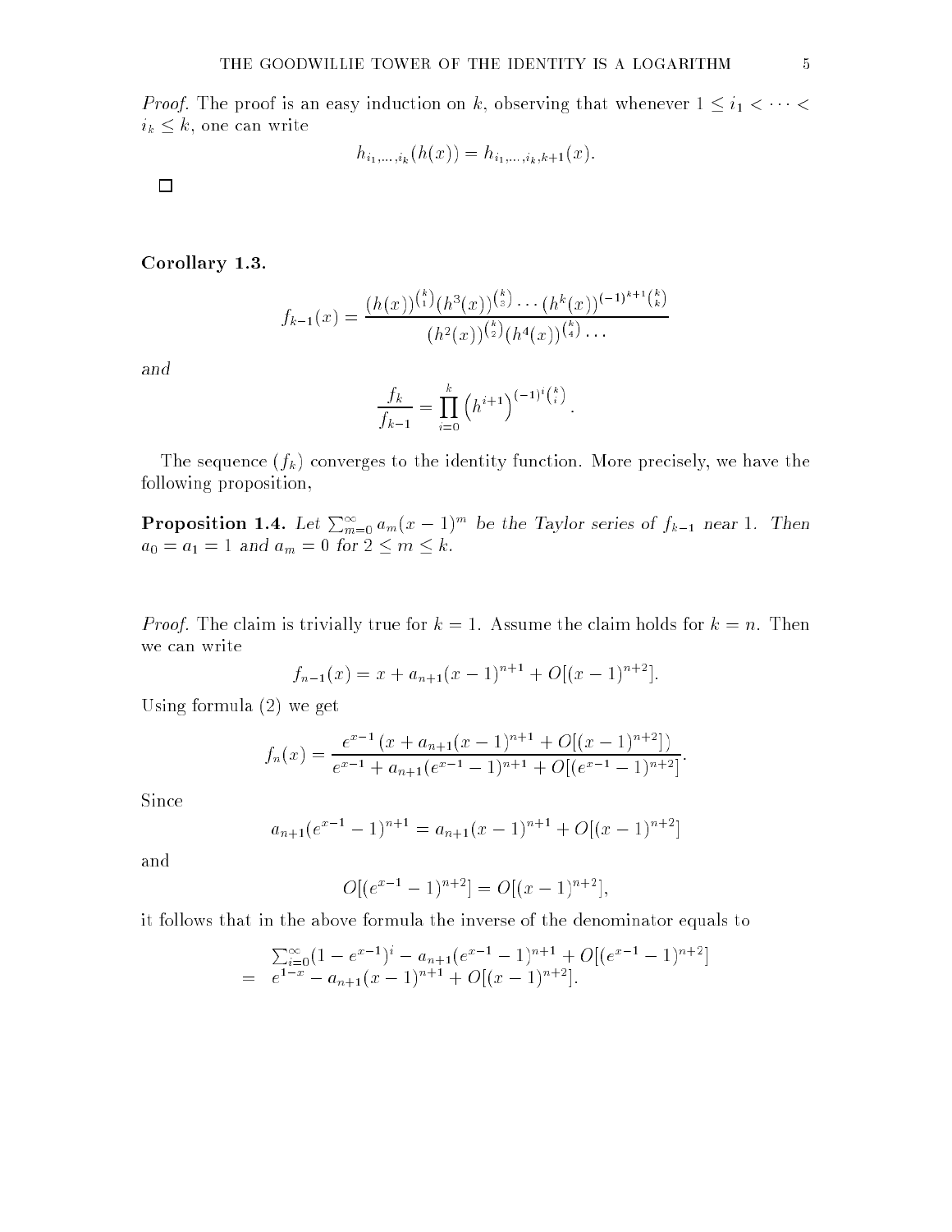*Proof.* The proof is an easy induction on $k$, observing that whenever $1 \leq i_1 < \cdots < i_k \leq k$, one can write

$$h_{i_1,\ldots,i_k}(h(x)) = h_{i_1,\ldots,i_k,k+1}(x).$$

□

**Corollary 1.3.**

$$f_{k-1}(x) = \frac{(h(x))^{\binom{k}{1}}(h^3(x))^{\binom{k}{3}} \cdots (h^k(x))^{(-1)^{k+1}\binom{k}{k}}}{(h^2(x))^{\binom{k}{2}}(h^4(x))^{\binom{k}{4}} \cdots}$$

*and*

$$\frac{f_k}{f_{k-1}} = \prod_{i=0}^{k} \left(h^{i+1}\right)^{(-1)^i\binom{k}{i}}.$$

The sequence $(f_k)$ converges to the identity function. More precisely, we have the following proposition,

**Proposition 1.4.** *Let $\sum_{m=0}^{\infty} a_m(x-1)^m$ be the Taylor series of $f_{k-1}$ near 1. Then $a_0 = a_1 = 1$ and $a_m = 0$ for $2 \leq m \leq k$.*

*Proof.* The claim is trivially true for $k = 1$. Assume the claim holds for $k = n$. Then we can write

$$f_{n-1}(x) = x + a_{n+1}(x-1)^{n+1} + O[(x-1)^{n+2}].$$

Using formula (2) we get

$$f_n(x) = \frac{e^{x-1}\left(x + a_{n+1}(x-1)^{n+1} + O[(x-1)^{n+2}]\right)}{e^{x-1} + a_{n+1}(e^{x-1}-1)^{n+1} + O[(e^{x-1}-1)^{n+2}]}.$$

Since

$$a_{n+1}(e^{x-1}-1)^{n+1} = a_{n+1}(x-1)^{n+1} + O[(x-1)^{n+2}]$$

and

$$O[(e^{x-1}-1)^{n+2}] = O[(x-1)^{n+2}],$$

it follows that in the above formula the inverse of the denominator equals to

$$\begin{aligned}
& \sum_{i=0}^{\infty}(1-e^{x-1})^i - a_{n+1}(e^{x-1}-1)^{n+1} + O[(e^{x-1}-1)^{n+2}] \\
= \ & e^{1-x} - a_{n+1}(x-1)^{n+1} + O[(x-1)^{n+2}].
\end{aligned}$$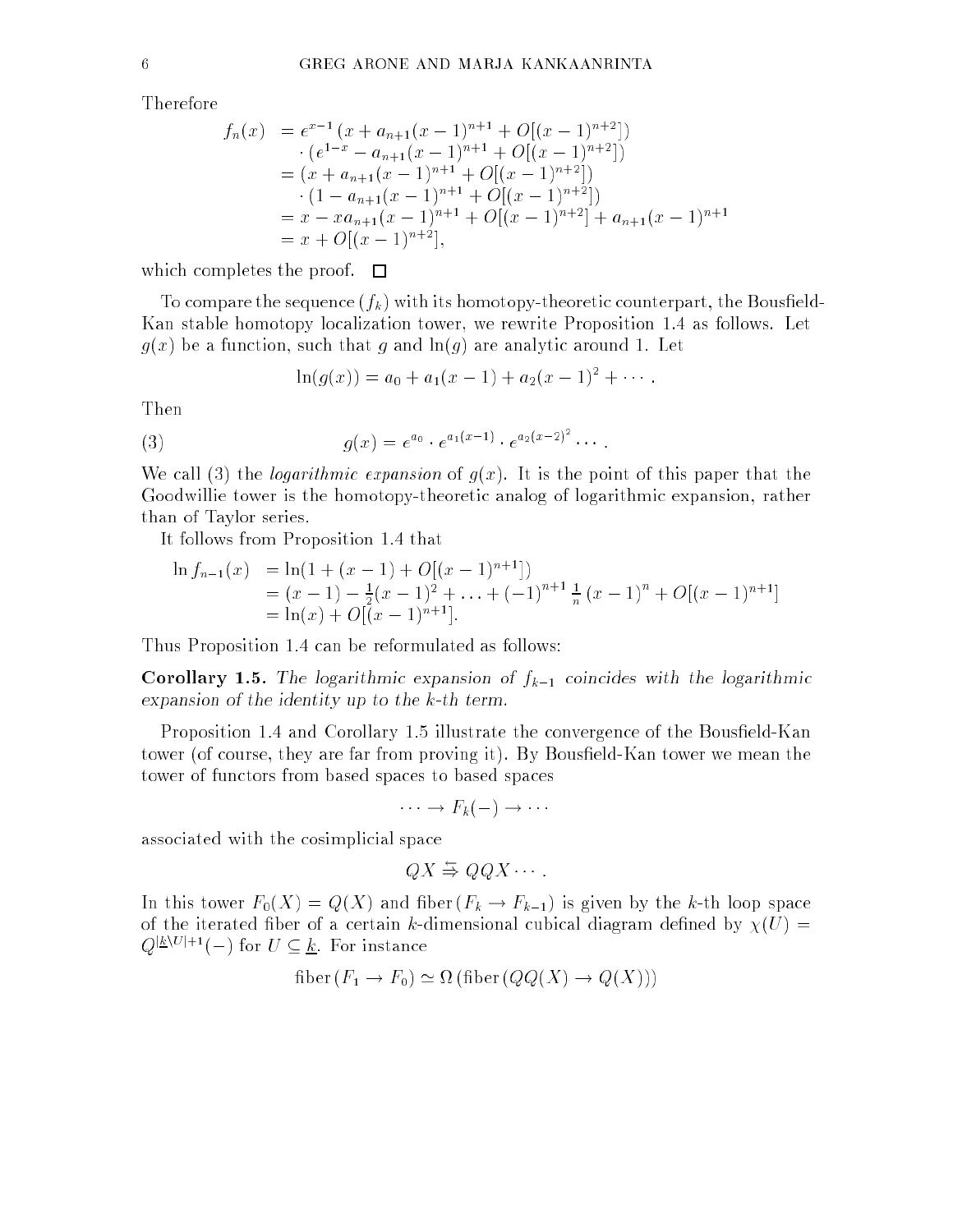Therefore

$$
\begin{aligned}
f_n(x) &= e^{x-1}\left(x + a_{n+1}(x-1)^{n+1} + O[(x-1)^{n+2}]\right) \\
&\quad \cdot \left(e^{1-x} - a_{n+1}(x-1)^{n+1} + O[(x-1)^{n+2}]\right) \\
&= \left(x + a_{n+1}(x-1)^{n+1} + O[(x-1)^{n+2}]\right) \\
&\quad \cdot \left(1 - a_{n+1}(x-1)^{n+1} + O[(x-1)^{n+2}]\right) \\
&= x - xa_{n+1}(x-1)^{n+1} + O[(x-1)^{n+2}] + a_{n+1}(x-1)^{n+1} \\
&= x + O[(x-1)^{n+2}],
\end{aligned}
$$

which completes the proof. □

To compare the sequence $(f_k)$ with its homotopy-theoretic counterpart, the Bousfield-Kan stable homotopy localization tower, we rewrite Proposition 1.4 as follows. Let $g(x)$ be a function, such that $g$ and $\ln(g)$ are analytic around 1. Let

$$
\ln(g(x)) = a_0 + a_1(x-1) + a_2(x-1)^2 + \cdots .
$$

Then

$$
g(x) = e^{a_0} \cdot e^{a_1(x-1)} \cdot e^{a_2(x-2)^2} \cdots . \tag{3}
$$

We call (3) the *logarithmic expansion* of $g(x)$. It is the point of this paper that the Goodwillie tower is the homotopy-theoretic analog of logarithmic expansion, rather than of Taylor series.

It follows from Proposition 1.4 that

$$
\begin{aligned}
\ln f_{n-1}(x) &= \ln(1 + (x-1) + O[(x-1)^{n+1}]) \\
&= (x-1) - \tfrac{1}{2}(x-1)^2 + \ldots + (-1)^{n+1}\tfrac{1}{n}(x-1)^n + O[(x-1)^{n+1}] \\
&= \ln(x) + O[(x-1)^{n+1}].
\end{aligned}
$$

Thus Proposition 1.4 can be reformulated as follows:

**Corollary 1.5.** *The logarithmic expansion of $f_{k-1}$ coincides with the logarithmic expansion of the identity up to the $k$-th term.*

Proposition 1.4 and Corollary 1.5 illustrate the convergence of the Bousfield-Kan tower (of course, they are far from proving it). By Bousfield-Kan tower we mean the tower of functors from based spaces to based spaces

$$
\cdots \to F_k(-) \to \cdots
$$

associated with the cosimplicial space

$$
QX \overset{\leftarrow}{\rightrightarrows} QQX \cdots .
$$

In this tower $F_0(X) = Q(X)$ and fiber$(F_k \to F_{k-1})$ is given by the $k$-th loop space of the iterated fiber of a certain $k$-dimensional cubical diagram defined by $\chi(U) = Q^{|\underline{k}\setminus U|+1}(-)$ for $U \subseteq \underline{k}$. For instance

$$
\text{fiber}\,(F_1 \to F_0) \simeq \Omega\left(\text{fiber}\,(QQ(X) \to Q(X))\right)
$$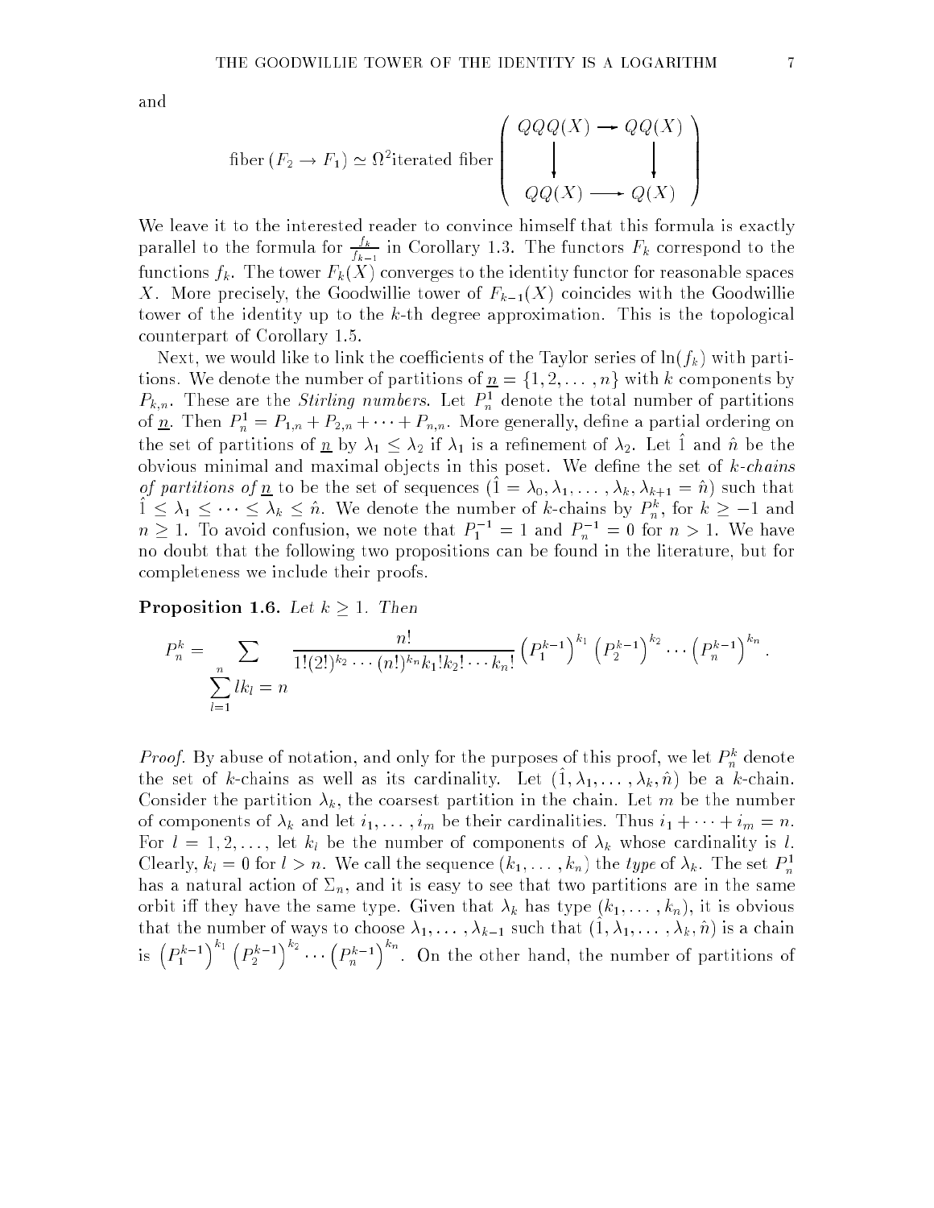and

$$\text{fiber}(F_2 \to F_1) \simeq \Omega^2 \text{iterated fiber} \begin{pmatrix} QQQ(X) & \longrightarrow & QQ(X) \\ \big\downarrow & & \big\downarrow \\ QQ(X) & \longrightarrow & Q(X) \end{pmatrix}$$

We leave it to the interested reader to convince himself that this formula is exactly parallel to the formula for $\frac{f_k}{f_{k-1}}$ in Corollary 1.3. The functors $F_k$ correspond to the functions $f_k$. The tower $F_k(X)$ converges to the identity functor for reasonable spaces $X$. More precisely, the Goodwillie tower of $F_{k-1}(X)$ coincides with the Goodwillie tower of the identity up to the $k$-th degree approximation. This is the topological counterpart of Corollary 1.5.

Next, we would like to link the coefficients of the Taylor series of $\ln(f_k)$ with partitions. We denote the number of partitions of $\underline{n} = \{1, 2, \ldots, n\}$ with $k$ components by $P_{k,n}$. These are the *Stirling numbers*. Let $P_n^1$ denote the total number of partitions of $\underline{n}$. Then $P_n^1 = P_{1,n} + P_{2,n} + \cdots + P_{n,n}$. More generally, define a partial ordering on the set of partitions of $\underline{n}$ by $\lambda_1 \leq \lambda_2$ if $\lambda_1$ is a refinement of $\lambda_2$. Let $\hat{1}$ and $\hat{n}$ be the obvious minimal and maximal objects in this poset. We define the set of *$k$-chains of partitions of $\underline{n}$* to be the set of sequences $(\hat{1} = \lambda_0, \lambda_1, \ldots, \lambda_k, \lambda_{k+1} = \hat{n})$ such that $\hat{1} \leq \lambda_1 \leq \cdots \leq \lambda_k \leq \hat{n}$. We denote the number of $k$-chains by $P_n^k$, for $k \geq -1$ and $n \geq 1$. To avoid confusion, we note that $P_1^{-1} = 1$ and $P_n^{-1} = 0$ for $n > 1$. We have no doubt that the following two propositions can be found in the literature, but for completeness we include their proofs.

**Proposition 1.6.** *Let $k \geq 1$. Then*

$$P_n^k = \sum_{\sum_{l=1}^{n} l k_l = n} \frac{n!}{1!(2!)^{k_2} \cdots (n!)^{k_n} k_1! k_2! \cdots k_n!} \left(P_1^{k-1}\right)^{k_1} \left(P_2^{k-1}\right)^{k_2} \cdots \left(P_n^{k-1}\right)^{k_n}.$$

*Proof.* By abuse of notation, and only for the purposes of this proof, we let $P_n^k$ denote the set of $k$-chains as well as its cardinality. Let $(\hat{1}, \lambda_1, \ldots, \lambda_k, \hat{n})$ be a $k$-chain. Consider the partition $\lambda_k$, the coarsest partition in the chain. Let $m$ be the number of components of $\lambda_k$ and let $i_1, \ldots, i_m$ be their cardinalities. Thus $i_1 + \cdots + i_m = n$. For $l = 1, 2, \ldots$, let $k_l$ be the number of components of $\lambda_k$ whose cardinality is $l$. Clearly, $k_l = 0$ for $l > n$. We call the sequence $(k_1, \ldots, k_n)$ the *type* of $\lambda_k$. The set $P_n^1$ has a natural action of $\Sigma_n$, and it is easy to see that two partitions are in the same orbit iff they have the same type. Given that $\lambda_k$ has type $(k_1, \ldots, k_n)$, it is obvious that the number of ways to choose $\lambda_1, \ldots, \lambda_{k-1}$ such that $(\hat{1}, \lambda_1, \ldots, \lambda_k, \hat{n})$ is a chain is $\left(P_1^{k-1}\right)^{k_1} \left(P_2^{k-1}\right)^{k_2} \cdots \left(P_n^{k-1}\right)^{k_n}$. On the other hand, the number of partitions of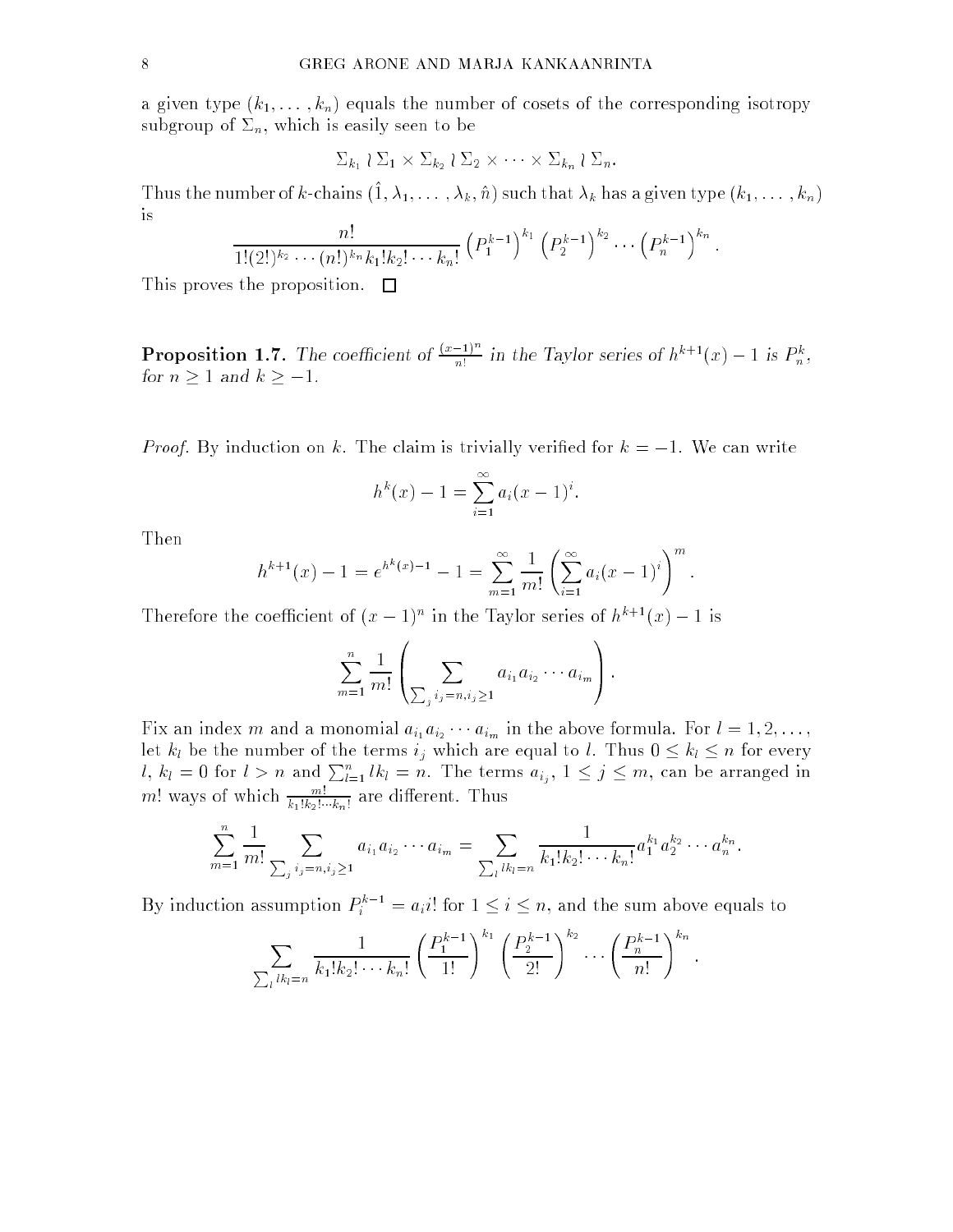a given type $(k_1, \ldots, k_n)$ equals the number of cosets of the corresponding isotropy subgroup of $\Sigma_n$, which is easily seen to be

$$\Sigma_{k_1} \wr \Sigma_1 \times \Sigma_{k_2} \wr \Sigma_2 \times \cdots \times \Sigma_{k_n} \wr \Sigma_n.$$

Thus the number of $k$-chains $(\hat{1}, \lambda_1, \ldots, \lambda_k, \hat{n})$ such that $\lambda_k$ has a given type $(k_1, \ldots, k_n)$ is

$$\frac{n!}{1!(2!)^{k_2} \cdots (n!)^{k_n} k_1! k_2! \cdots k_n!} \left(P_1^{k-1}\right)^{k_1} \left(P_2^{k-1}\right)^{k_2} \cdots \left(P_n^{k-1}\right)^{k_n}.$$

This proves the proposition. $\square$

**Proposition 1.7.** *The coefficient of $\frac{(x-1)^n}{n!}$ in the Taylor series of $h^{k+1}(x) - 1$ is $P_n^k$, for $n \geq 1$ and $k \geq -1$.*

*Proof.* By induction on $k$. The claim is trivially verified for $k = -1$. We can write

$$h^k(x) - 1 = \sum_{i=1}^{\infty} a_i (x-1)^i.$$

Then

$$h^{k+1}(x) - 1 = e^{h^k(x)-1} - 1 = \sum_{m=1}^{\infty} \frac{1}{m!} \left( \sum_{i=1}^{\infty} a_i (x-1)^i \right)^m.$$

Therefore the coefficient of $(x-1)^n$ in the Taylor series of $h^{k+1}(x) - 1$ is

$$\sum_{m=1}^{n} \frac{1}{m!} \left( \sum_{\sum_j i_j = n, i_j \geq 1} a_{i_1} a_{i_2} \cdots a_{i_m} \right).$$

Fix an index $m$ and a monomial $a_{i_1} a_{i_2} \cdots a_{i_m}$ in the above formula. For $l = 1, 2, \ldots$, let $k_l$ be the number of the terms $i_j$ which are equal to $l$. Thus $0 \leq k_l \leq n$ for every $l$, $k_l = 0$ for $l > n$ and $\sum_{l=1}^{n} l k_l = n$. The terms $a_{i_j}$, $1 \leq j \leq m$, can be arranged in $m!$ ways of which $\frac{m!}{k_1! k_2! \cdots k_n!}$ are different. Thus

$$\sum_{m=1}^{n} \frac{1}{m!} \sum_{\sum_j i_j = n, i_j \geq 1} a_{i_1} a_{i_2} \cdots a_{i_m} = \sum_{\sum_l l k_l = n} \frac{1}{k_1! k_2! \cdots k_n!} a_1^{k_1} a_2^{k_2} \cdots a_n^{k_n}.$$

By induction assumption $P_i^{k-1} = a_i i!$ for $1 \leq i \leq n$, and the sum above equals to

$$\sum_{\sum_l l k_l = n} \frac{1}{k_1! k_2! \cdots k_n!} \left( \frac{P_1^{k-1}}{1!} \right)^{k_1} \left( \frac{P_2^{k-1}}{2!} \right)^{k_2} \cdots \left( \frac{P_n^{k-1}}{n!} \right)^{k_n}.$$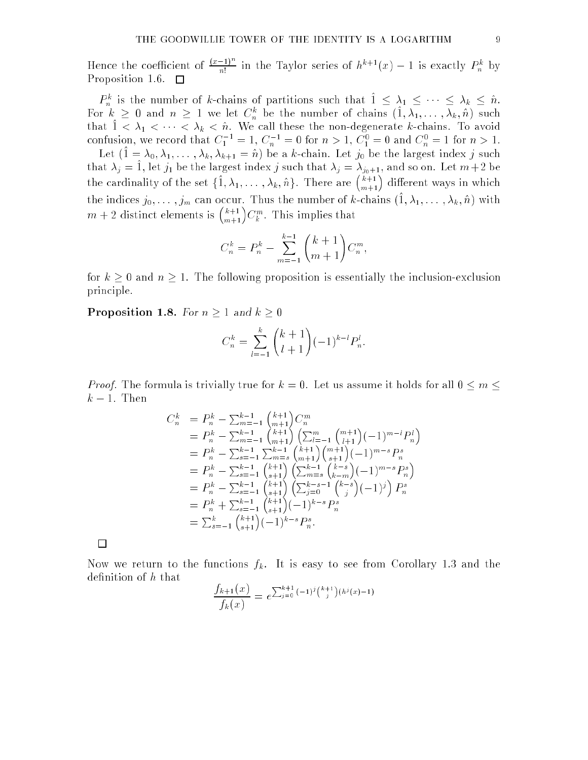Hence the coefficient of $\frac{(x-1)^n}{n!}$ in the Taylor series of $h^{k+1}(x) - 1$ is exactly $P_n^k$ by Proposition 1.6. $\square$

$P_n^k$ is the number of $k$-chains of partitions such that $\hat{1} \leq \lambda_1 \leq \cdots \leq \lambda_k \leq \hat{n}$. For $k \geq 0$ and $n \geq 1$ we let $C_n^k$ be the number of chains $(\hat{1}, \lambda_1, \ldots, \lambda_k, \hat{n})$ such that $\hat{1} < \lambda_1 < \cdots < \lambda_k < \hat{n}$. We call these the non-degenerate $k$-chains. To avoid confusion, we record that $C_1^{-1} = 1$, $C_n^{-1} = 0$ for $n > 1$, $C_1^0 = 0$ and $C_n^0 = 1$ for $n > 1$.

Let $(\hat{1} = \lambda_0, \lambda_1, \ldots, \lambda_k, \lambda_{k+1} = \hat{n})$ be a $k$-chain. Let $j_0$ be the largest index $j$ such that $\lambda_j = \hat{1}$, let $j_1$ be the largest index $j$ such that $\lambda_j = \lambda_{j_0+1}$, and so on. Let $m+2$ be the cardinality of the set $\{\hat{1}, \lambda_1, \ldots, \lambda_k, \hat{n}\}$. There are $\binom{k+1}{m+1}$ different ways in which the indices $j_0, \ldots, j_m$ can occur. Thus the number of $k$-chains $(\hat{1}, \lambda_1, \ldots, \lambda_k, \hat{n})$ with $m+2$ distinct elements is $\binom{k+1}{m+1} C_k^m$. This implies that

$$C_n^k = P_n^k - \sum_{m=-1}^{k-1} \binom{k+1}{m+1} C_n^m,$$

for $k \geq 0$ and $n \geq 1$. The following proposition is essentially the inclusion-exclusion principle.

**Proposition 1.8.** *For $n \geq 1$ and $k \geq 0$*

$$C_n^k = \sum_{l=-1}^{k} \binom{k+1}{l+1} (-1)^{k-l} P_n^l.$$

*Proof.* The formula is trivially true for $k = 0$. Let us assume it holds for all $0 \leq m \leq k-1$. Then

$$\begin{aligned}
C_n^k &= P_n^k - \textstyle\sum_{m=-1}^{k-1} \binom{k+1}{m+1} C_n^m \\
&= P_n^k - \textstyle\sum_{m=-1}^{k-1} \binom{k+1}{m+1} \left( \sum_{l=-1}^{m} \binom{m+1}{l+1} (-1)^{m-l} P_n^l \right) \\
&= P_n^k - \textstyle\sum_{s=-1}^{k-1} \sum_{m=s}^{k-1} \binom{k+1}{m+1} \binom{m+1}{s+1} (-1)^{m-s} P_n^s \\
&= P_n^k - \textstyle\sum_{s=-1}^{k-1} \binom{k+1}{s+1} \left( \sum_{m=s}^{k-1} \binom{k-s}{k-m} (-1)^{m-s} P_n^s \right) \\
&= P_n^k - \textstyle\sum_{s=-1}^{k-1} \binom{k+1}{s+1} \left( \sum_{j=0}^{k-s-1} \binom{k-s}{j} (-1)^j \right) P_n^s \\
&= P_n^k + \textstyle\sum_{s=-1}^{k-1} \binom{k+1}{s+1} (-1)^{k-s} P_n^s \\
&= \textstyle\sum_{s=-1}^{k} \binom{k+1}{s+1} (-1)^{k-s} P_n^s.
\end{aligned}$$

$\square$

Now we return to the functions $f_k$. It is easy to see from Corollary 1.3 and the definition of $h$ that

$$\frac{f_{k+1}(x)}{f_k(x)} = e^{\sum_{j=0}^{k+1} (-1)^j \binom{k+1}{j} (h^j(x) - 1)}$$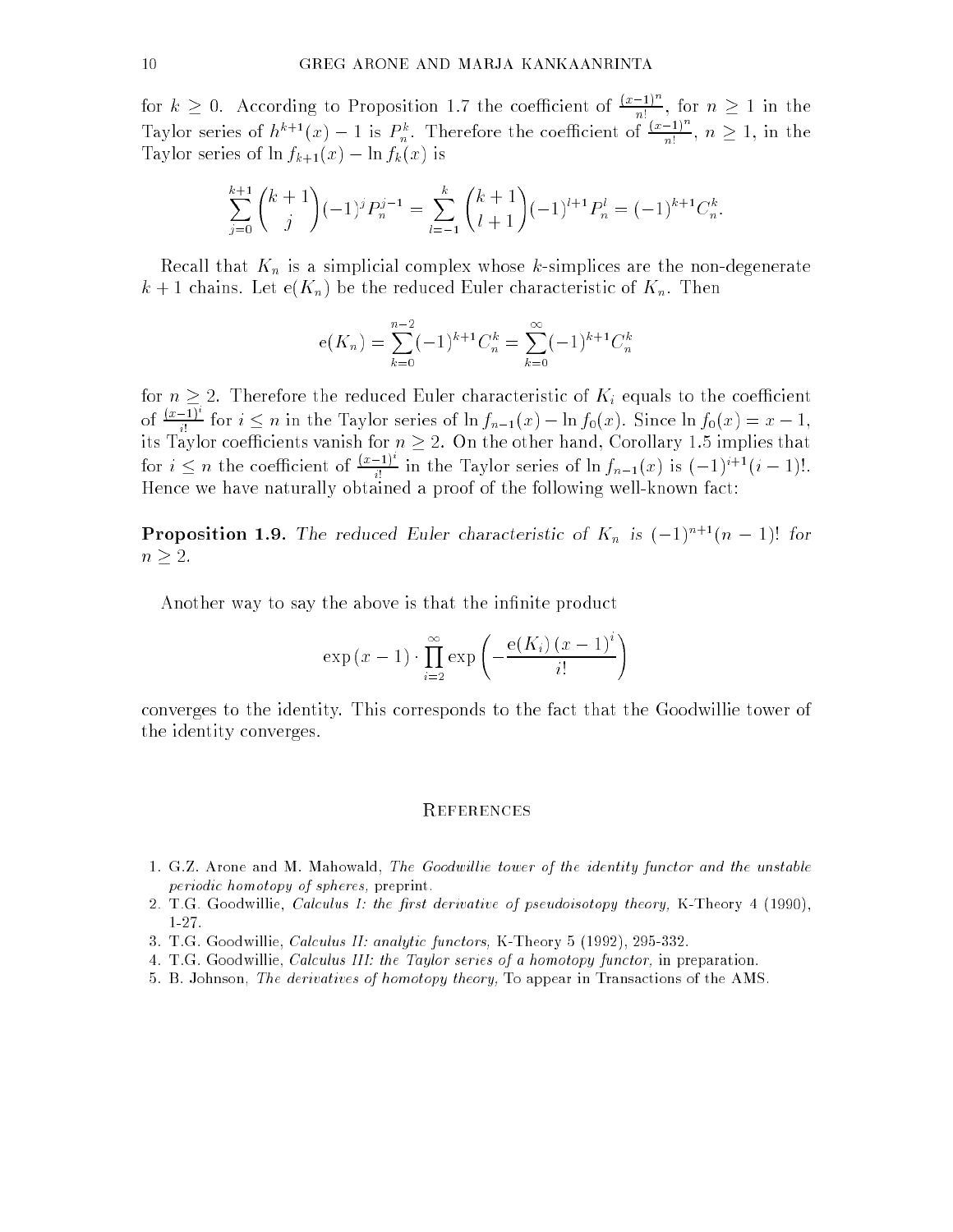for $k \geq 0$. According to Proposition 1.7 the coefficient of $\frac{(x-1)^n}{n!}$, for $n \geq 1$ in the Taylor series of $h^{k+1}(x) - 1$ is $P_n^k$. Therefore the coefficient of $\frac{(x-1)^n}{n!}$, $n \geq 1$, in the Taylor series of $\ln f_{k+1}(x) - \ln f_k(x)$ is

$$\sum_{j=0}^{k+1} \binom{k+1}{j} (-1)^j P_n^{j-1} = \sum_{l=-1}^{k} \binom{k+1}{l+1} (-1)^{l+1} P_n^l = (-1)^{k+1} C_n^k.$$

Recall that $K_n$ is a simplicial complex whose $k$-simplices are the non-degenerate $k+1$ chains. Let $\mathrm{e}(K_n)$ be the reduced Euler characteristic of $K_n$. Then

$$\mathrm{e}(K_n) = \sum_{k=0}^{n-2} (-1)^{k+1} C_n^k = \sum_{k=0}^{\infty} (-1)^{k+1} C_n^k$$

for $n \geq 2$. Therefore the reduced Euler characteristic of $K_i$ equals to the coefficient of $\frac{(x-1)^i}{i!}$ for $i \leq n$ in the Taylor series of $\ln f_{n-1}(x) - \ln f_0(x)$. Since $\ln f_0(x) = x - 1$, its Taylor coefficients vanish for $n \geq 2$. On the other hand, Corollary 1.5 implies that for $i \leq n$ the coefficient of $\frac{(x-1)^i}{i!}$ in the Taylor series of $\ln f_{n-1}(x)$ is $(-1)^{i+1}(i-1)!$. Hence we have naturally obtained a proof of the following well-known fact:

**Proposition 1.9.** *The reduced Euler characteristic of $K_n$ is $(-1)^{n+1}(n-1)!$ for $n \geq 2$.*

Another way to say the above is that the infinite product

$$\exp(x-1) \cdot \prod_{i=2}^{\infty} \exp\left( -\frac{\mathrm{e}(K_i)\,(x-1)^i}{i!} \right)$$

converges to the identity. This corresponds to the fact that the Goodwillie tower of the identity converges.

## References

1. G.Z. Arone and M. Mahowald, *The Goodwillie tower of the identity functor and the unstable periodic homotopy of spheres,* preprint.
2. T.G. Goodwillie, *Calculus I: the first derivative of pseudoisotopy theory,* K-Theory 4 (1990), 1-27.
3. T.G. Goodwillie, *Calculus II: analytic functors,* K-Theory 5 (1992), 295-332.
4. T.G. Goodwillie, *Calculus III: the Taylor series of a homotopy functor,* in preparation.
5. B. Johnson, *The derivatives of homotopy theory,* To appear in Transactions of the AMS.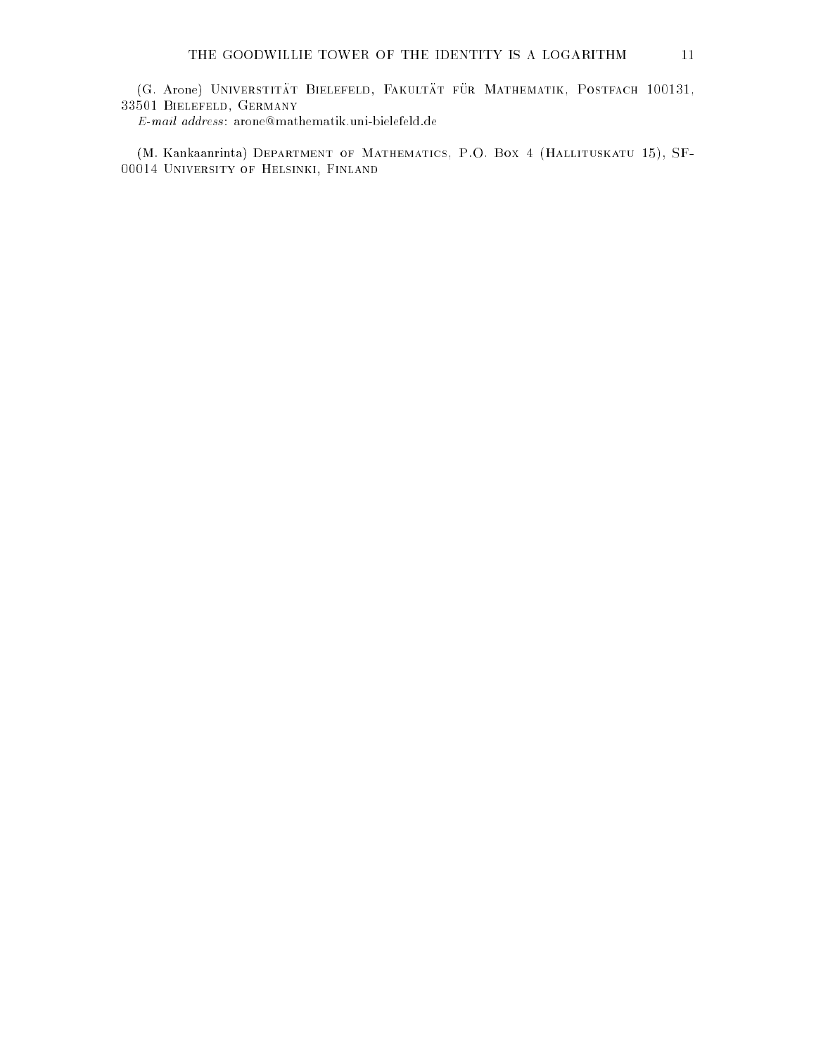(G. Arone) Universtität Bielefeld, Fakultät für Mathematik, Postfach 100131, 33501 Bielefeld, Germany

*E-mail address*: arone@mathematik.uni-bielefeld.de

(M. Kankaanrinta) Department of Mathematics, P.O. Box 4 (Hallituskatu 15), SF-00014 University of Helsinki, Finland